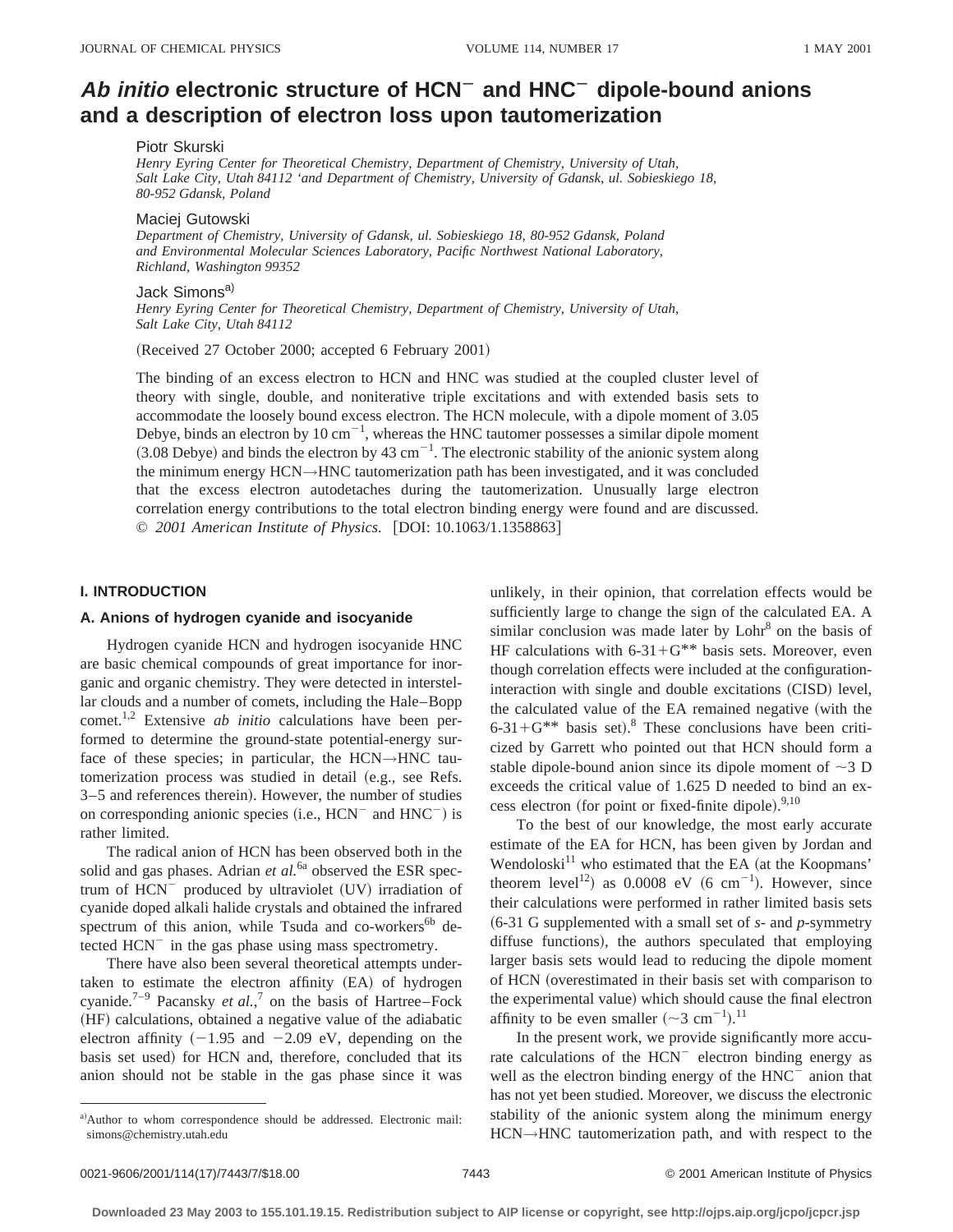# *Ab initio* electronic structure of $HCN^-$ and $HNC^-$ dipole-bound anions and a description of electron loss upon tautomerization

Piotr Skurski

*Henry Eyring Center for Theoretical Chemistry, Department of Chemistry, University of Utah, Salt Lake City, Utah 84112 'and Department of Chemistry, University of Gdansk, ul. Sobieskiego 18, 80-952 Gdansk, Poland*

Maciej Gutowski

*Department of Chemistry, University of Gdansk, ul. Sobieskiego 18, 80-952 Gdansk, Poland and Environmental Molecular Sciences Laboratory, Pacific Northwest National Laboratory, Richland, Washington 99352*

Jack Simons[a]

*Henry Eyring Center for Theoretical Chemistry, Department of Chemistry, University of Utah, Salt Lake City, Utah 84112*

(Received 27 October 2000; accepted 6 February 2001)

The binding of an excess electron to HCN and HNC was studied at the coupled cluster level of theory with single, double, and noniterative triple excitations and with extended basis sets to accommodate the loosely bound excess electron. The HCN molecule, with a dipole moment of 3.05 Debye, binds an electron by 10 $cm^{-1}$, whereas the HNC tautomer possesses a similar dipole moment (3.08 Debye) and binds the electron by 43 $cm^{-1}$. The electronic stability of the anionic system along the minimum energy HCN→HNC tautomerization path has been investigated, and it was concluded that the excess electron autodetaches during the tautomerization. Unusually large electron correlation energy contributions to the total electron binding energy were found and are discussed. © *2001 American Institute of Physics.* [DOI: 10.1063/1.1358863]

## I. INTRODUCTION

### A. Anions of hydrogen cyanide and isocyanide

Hydrogen cyanide HCN and hydrogen isocyanide HNC are basic chemical compounds of great importance for inorganic and organic chemistry. They were detected in interstellar clouds and a number of comets, including the Hale–Bopp comet.[1,2] Extensive *ab initio* calculations have been performed to determine the ground-state potential-energy surface of these species; in particular, the HCN→HNC tautomerization process was studied in detail (e.g., see Refs. 3–5 and references therein). However, the number of studies on corresponding anionic species (i.e., $HCN^-$ and $HNC^-$) is rather limited.

The radical anion of HCN has been observed both in the solid and gas phases. Adrian *et al.*[6a] observed the ESR spectrum of $HCN^-$ produced by ultraviolet (UV) irradiation of cyanide doped alkali halide crystals and obtained the infrared spectrum of this anion, while Tsuda and co-workers[6b] detected $HCN^-$ in the gas phase using mass spectrometry.

There have also been several theoretical attempts undertaken to estimate the electron affinity (EA) of hydrogen cyanide.[7–9] Pacansky *et al.*,[7] on the basis of Hartree–Fock (HF) calculations, obtained a negative value of the adiabatic electron affinity (−1.95 and −2.09 eV, depending on the basis set used) for HCN and, therefore, concluded that its anion should not be stable in the gas phase since it was unlikely, in their opinion, that correlation effects would be sufficiently large to change the sign of the calculated EA. A similar conclusion was made later by Lohr[8] on the basis of HF calculations with 6-31+G** basis sets. Moreover, even though correlation effects were included at the configuration-interaction with single and double excitations (CISD) level, the calculated value of the EA remained negative (with the 6-31+G** basis set).[8] These conclusions have been criticized by Garrett who pointed out that HCN should form a stable dipole-bound anion since its dipole moment of ~3 D exceeds the critical value of 1.625 D needed to bind an excess electron (for point or fixed-finite dipole).[9,10]

To the best of our knowledge, the most early accurate estimate of the EA for HCN, has been given by Jordan and Wendoloski[11] who estimated that the EA (at the Koopmans' theorem level[12]) as 0.0008 eV (6 $cm^{-1}$). However, since their calculations were performed in rather limited basis sets (6-31 G supplemented with a small set of *s*- and *p*-symmetry diffuse functions), the authors speculated that employing larger basis sets would lead to reducing the dipole moment of HCN (overestimated in their basis set with comparison to the experimental value) which should cause the final electron affinity to be even smaller (~3 $cm^{-1}$).[11]

In the present work, we provide significantly more accurate calculations of the $HCN^-$ electron binding energy as well as the electron binding energy of the $HNC^-$ anion that has not yet been studied. Moreover, we discuss the electronic stability of the anionic system along the minimum energy HCN→HNC tautomerization path, and with respect to the

[a] Author to whom correspondence should be addressed. Electronic mail: simons@chemistry.utah.edu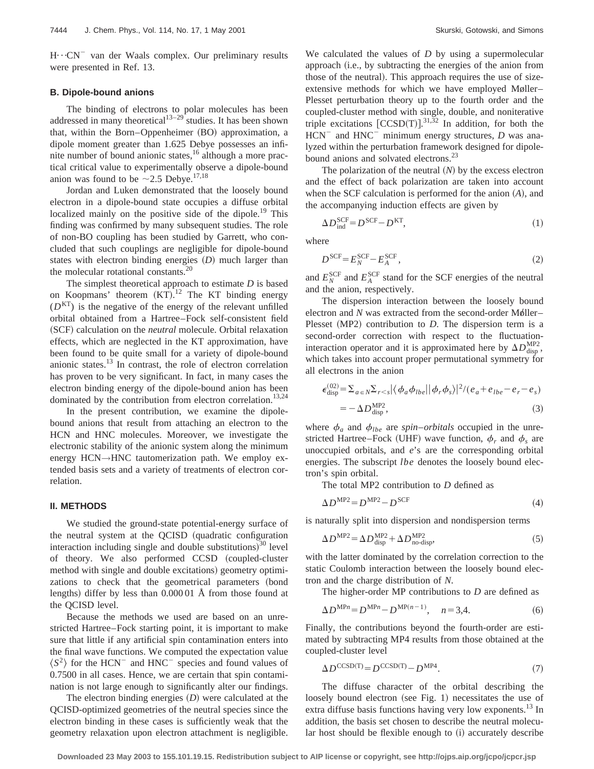H···CN$^-$ van der Waals complex. Our preliminary results were presented in Ref. 13.

### B. Dipole-bound anions

The binding of electrons to polar molecules has been addressed in many theoretical[13–29] studies. It has been shown that, within the Born–Oppenheimer (BO) approximation, a dipole moment greater than 1.625 Debye possesses an infinite number of bound anionic states,[16] although a more practical critical value to experimentally observe a dipole-bound anion was found to be $\sim$2.5 Debye.[17,18]

Jordan and Luken demonstrated that the loosely bound electron in a dipole-bound state occupies a diffuse orbital localized mainly on the positive side of the dipole.[19] This finding was confirmed by many subsequent studies. The role of non-BO coupling has been studied by Garrett, who concluded that such couplings are negligible for dipole-bound states with electron binding energies ($D$) much larger than the molecular rotational constants.[20]

The simplest theoretical approach to estimate $D$ is based on Koopmans' theorem (KT).[12] The KT binding energy ($D^{\mathrm{KT}}$) is the negative of the energy of the relevant unfilled orbital obtained from a Hartree–Fock self-consistent field (SCF) calculation on the *neutral* molecule. Orbital relaxation effects, which are neglected in the KT approximation, have been found to be quite small for a variety of dipole-bound anionic states.[13] In contrast, the role of electron correlation has proven to be very significant. In fact, in many cases the electron binding energy of the dipole-bound anion has been dominated by the contribution from electron correlation.[13,24]

In the present contribution, we examine the dipole-bound anions that result from attaching an electron to the HCN and HNC molecules. Moreover, we investigate the electronic stability of the anionic system along the minimum energy HCN→HNC tautomerization path. We employ extended basis sets and a variety of treatments of electron correlation.

## II. METHODS

We studied the ground-state potential-energy surface of the neutral system at the QCISD (quadratic configuration interaction including single and double substitutions)[30] level of theory. We also performed CCSD (coupled-cluster method with single and double excitations) geometry optimizations to check that the geometrical parameters (bond lengths) differ by less than 0.000 01 Å from those found at the QCISD level.

Because the methods we used are based on an unrestricted Hartree–Fock starting point, it is important to make sure that little if any artificial spin contamination enters into the final wave functions. We computed the expectation value $\langle S^2 \rangle$ for the HCN$^-$ and HNC$^-$ species and found values of 0.7500 in all cases. Hence, we are certain that spin contamination is not large enough to significantly alter our findings.

The electron binding energies ($D$) were calculated at the QCISD-optimized geometries of the neutral species since the electron binding in these cases is sufficiently weak that the geometry relaxation upon electron attachment is negligible. We calculated the values of $D$ by using a supermolecular approach (i.e., by subtracting the energies of the anion from those of the neutral). This approach requires the use of size-extensive methods for which we have employed Møller–Plesset perturbation theory up to the fourth order and the coupled-cluster method with single, double, and noniterative triple excitations [CCSD(T)].[31,32] In addition, for both the HCN$^-$ and HNC$^-$ minimum energy structures, $D$ was analyzed within the perturbation framework designed for dipole-bound anions and solvated electrons.[23]

The polarization of the neutral ($N$) by the excess electron and the effect of back polarization are taken into account when the SCF calculation is performed for the anion ($A$), and the accompanying induction effects are given by

$$\Delta D_{\mathrm{ind}}^{\mathrm{SCF}} = D^{\mathrm{SCF}} - D^{\mathrm{KT}}, \tag{1}$$

where

$$D^{\mathrm{SCF}} = E_N^{\mathrm{SCF}} - E_A^{\mathrm{SCF}}, \tag{2}$$

and $E_N^{\mathrm{SCF}}$ and $E_A^{\mathrm{SCF}}$ stand for the SCF energies of the neutral and the anion, respectively.

The dispersion interaction between the loosely bound electron and $N$ was extracted from the second-order Møller–Plesset (MP2) contribution to $D$. The dispersion term is a second-order correction with respect to the fluctuation-interaction operator and it is approximated here by $\Delta D_{\mathrm{disp}}^{\mathrm{MP2}}$, which takes into account proper permutational symmetry for all electrons in the anion

$$\begin{aligned}\epsilon_{\mathrm{disp}}^{(02)} &= \Sigma_{a\in N} \Sigma_{r<s} |\langle \phi_a \phi_{lbe} || \phi_r \phi_s \rangle|^2 / (e_a + e_{lbe} - e_r - e_s) \\ &= -\Delta D_{\mathrm{disp}}^{\mathrm{MP2}},\end{aligned} \tag{3}$$

where $\phi_a$ and $\phi_{lbe}$ are *spin–orbitals* occupied in the unrestricted Hartree–Fock (UHF) wave function, $\phi_r$ and $\phi_s$ are unoccupied orbitals, and $e$'s are the corresponding orbital energies. The subscript $lbe$ denotes the loosely bound electron's spin orbital.

The total MP2 contribution to $D$ defined as

$$\Delta D^{\mathrm{MP2}} = D^{\mathrm{MP2}} - D^{\mathrm{SCF}} \tag{4}$$

is naturally split into dispersion and nondispersion terms

$$\Delta D^{\mathrm{MP2}} = \Delta D_{\mathrm{disp}}^{\mathrm{MP2}} + \Delta D_{\mathrm{no\text{-}disp}}^{\mathrm{MP2}}, \tag{5}$$

with the latter dominated by the correlation correction to the static Coulomb interaction between the loosely bound electron and the charge distribution of $N$.

The higher-order MP contributions to $D$ are defined as

$$\Delta D^{\mathrm{MP}n} = D^{\mathrm{MP}n} - D^{\mathrm{MP}(n-1)}, \quad n=3,4. \tag{6}$$

Finally, the contributions beyond the fourth-order are estimated by subtracting MP4 results from those obtained at the coupled-cluster level

$$\Delta D^{\mathrm{CCSD(T)}} = D^{\mathrm{CCSD(T)}} - D^{\mathrm{MP4}}. \tag{7}$$

The diffuse character of the orbital describing the loosely bound electron (see Fig. 1) necessitates the use of extra diffuse basis functions having very low exponents.[13] In addition, the basis set chosen to describe the neutral molecular host should be flexible enough to (i) accurately describe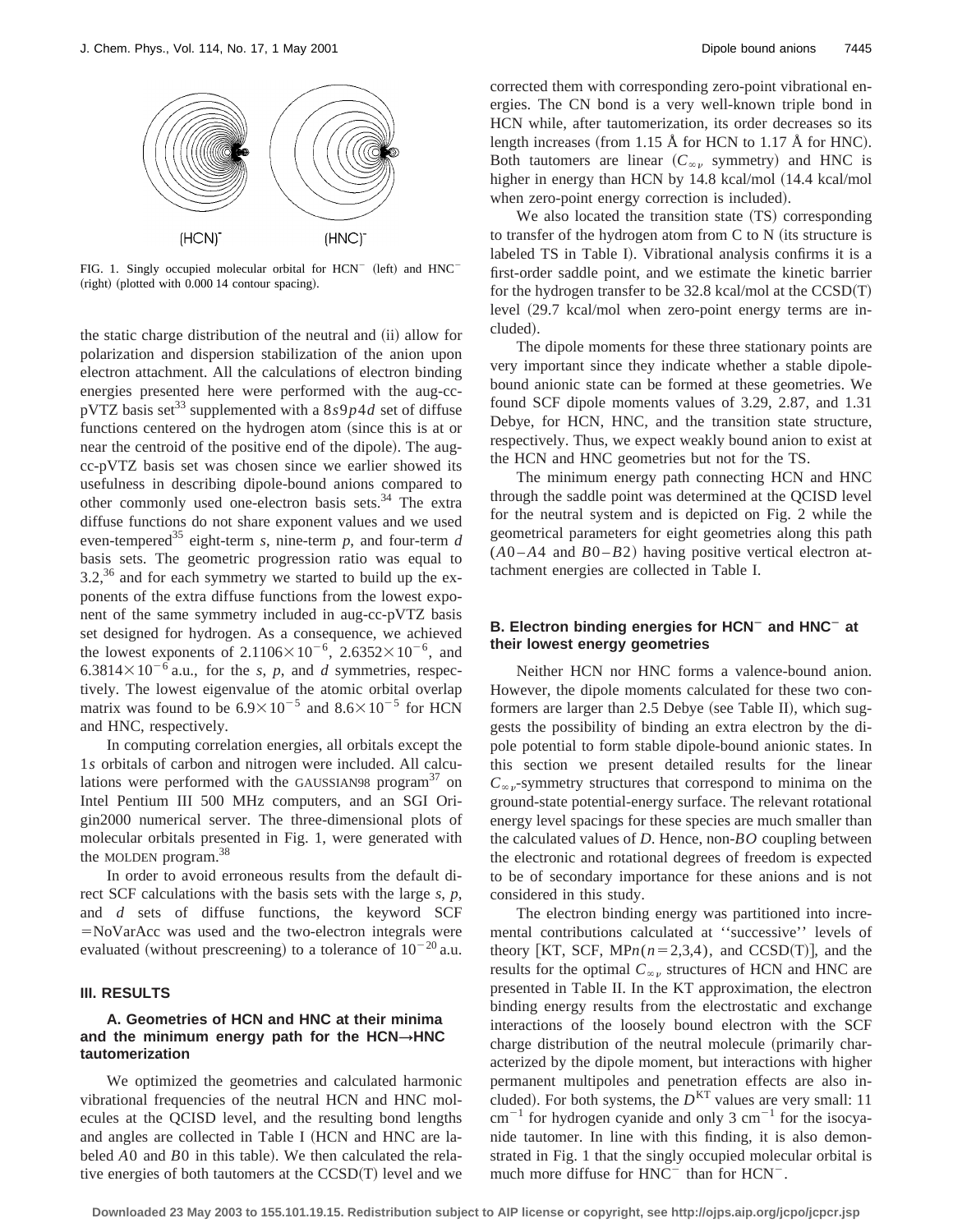FIG. 1. Singly occupied molecular orbital for $HCN^-$ (left) and $HNC^-$ (right) (plotted with 0.000 14 contour spacing).

the static charge distribution of the neutral and (ii) allow for polarization and dispersion stabilization of the anion upon electron attachment. All the calculations of electron binding energies presented here were performed with the aug-cc-pVTZ basis set[33] supplemented with a $8s9p4d$ set of diffuse functions centered on the hydrogen atom (since this is at or near the centroid of the positive end of the dipole). The aug-cc-pVTZ basis set was chosen since we earlier showed its usefulness in describing dipole-bound anions compared to other commonly used one-electron basis sets.[34] The extra diffuse functions do not share exponent values and we used even-tempered[35] eight-term *s*, nine-term *p*, and four-term *d* basis sets. The geometric progression ratio was equal to 3.2,[36] and for each symmetry we started to build up the exponents of the extra diffuse functions from the lowest exponent of the same symmetry included in aug-cc-pVTZ basis set designed for hydrogen. As a consequence, we achieved the lowest exponents of $2.1106\times10^{-6}$, $2.6352\times10^{-6}$, and $6.3814\times10^{-6}$ a.u., for the *s*, *p*, and *d* symmetries, respectively. The lowest eigenvalue of the atomic orbital overlap matrix was found to be $6.9\times10^{-5}$ and $8.6\times10^{-5}$ for HCN and HNC, respectively.

In computing correlation energies, all orbitals except the 1*s* orbitals of carbon and nitrogen were included. All calculations were performed with the GAUSSIAN98 program[37] on Intel Pentium III 500 MHz computers, and an SGI Origin2000 numerical server. The three-dimensional plots of molecular orbitals presented in Fig. 1, were generated with the MOLDEN program.[38]

In order to avoid erroneous results from the default direct SCF calculations with the basis sets with the large *s*, *p*, and *d* sets of diffuse functions, the keyword SCF =NoVarAcc was used and the two-electron integrals were evaluated (without prescreening) to a tolerance of $10^{-20}$ a.u.

## III. RESULTS

### A. Geometries of HCN and HNC at their minima and the minimum energy path for the HCN→HNC tautomerization

We optimized the geometries and calculated harmonic vibrational frequencies of the neutral HCN and HNC molecules at the QCISD level, and the resulting bond lengths and angles are collected in Table I (HCN and HNC are labeled *A*0 and *B*0 in this table). We then calculated the relative energies of both tautomers at the CCSD(T) level and we corrected them with corresponding zero-point vibrational energies. The CN bond is a very well-known triple bond in HCN while, after tautomerization, its order decreases so its length increases (from 1.15 Å for HCN to 1.17 Å for HNC). Both tautomers are linear ($C_{\infty v}$ symmetry) and HNC is higher in energy than HCN by 14.8 kcal/mol (14.4 kcal/mol when zero-point energy correction is included).

We also located the transition state (TS) corresponding to transfer of the hydrogen atom from C to N (its structure is labeled TS in Table I). Vibrational analysis confirms it is a first-order saddle point, and we estimate the kinetic barrier for the hydrogen transfer to be 32.8 kcal/mol at the CCSD(T) level (29.7 kcal/mol when zero-point energy terms are included).

The dipole moments for these three stationary points are very important since they indicate whether a stable dipole-bound anionic state can be formed at these geometries. We found SCF dipole moments values of 3.29, 2.87, and 1.31 Debye, for HCN, HNC, and the transition state structure, respectively. Thus, we expect weakly bound anion to exist at the HCN and HNC geometries but not for the TS.

The minimum energy path connecting HCN and HNC through the saddle point was determined at the QCISD level for the neutral system and is depicted on Fig. 2 while the geometrical parameters for eight geometries along this path (*A*0–*A*4 and *B*0–*B*2) having positive vertical electron attachment energies are collected in Table I.

### B. Electron binding energies for $HCN^-$ and $HNC^-$ at their lowest energy geometries

Neither HCN nor HNC forms a valence-bound anion. However, the dipole moments calculated for these two conformers are larger than 2.5 Debye (see Table II), which suggests the possibility of binding an extra electron by the dipole potential to form stable dipole-bound anionic states. In this section we present detailed results for the linear $C_{\infty v}$-symmetry structures that correspond to minima on the ground-state potential-energy surface. The relevant rotational energy level spacings for these species are much smaller than the calculated values of *D*. Hence, non-*BO* coupling between the electronic and rotational degrees of freedom is expected to be of secondary importance for these anions and is not considered in this study.

The electron binding energy was partitioned into incremental contributions calculated at ''successive'' levels of theory [KT, SCF, MP$n$($n$=2,3,4), and CCSD(T)], and the results for the optimal $C_{\infty v}$ structures of HCN and HNC are presented in Table II. In the KT approximation, the electron binding energy results from the electrostatic and exchange interactions of the loosely bound electron with the SCF charge distribution of the neutral molecule (primarily characterized by the dipole moment, but interactions with higher permanent multipoles and penetration effects are also included). For both systems, the $D^{\mathrm{KT}}$ values are very small: 11 $\mathrm{cm}^{-1}$ for hydrogen cyanide and only 3 $\mathrm{cm}^{-1}$ for the isocyanide tautomer. In line with this finding, it is also demonstrated in Fig. 1 that the singly occupied molecular orbital is much more diffuse for $HNC^-$ than for $HCN^-$.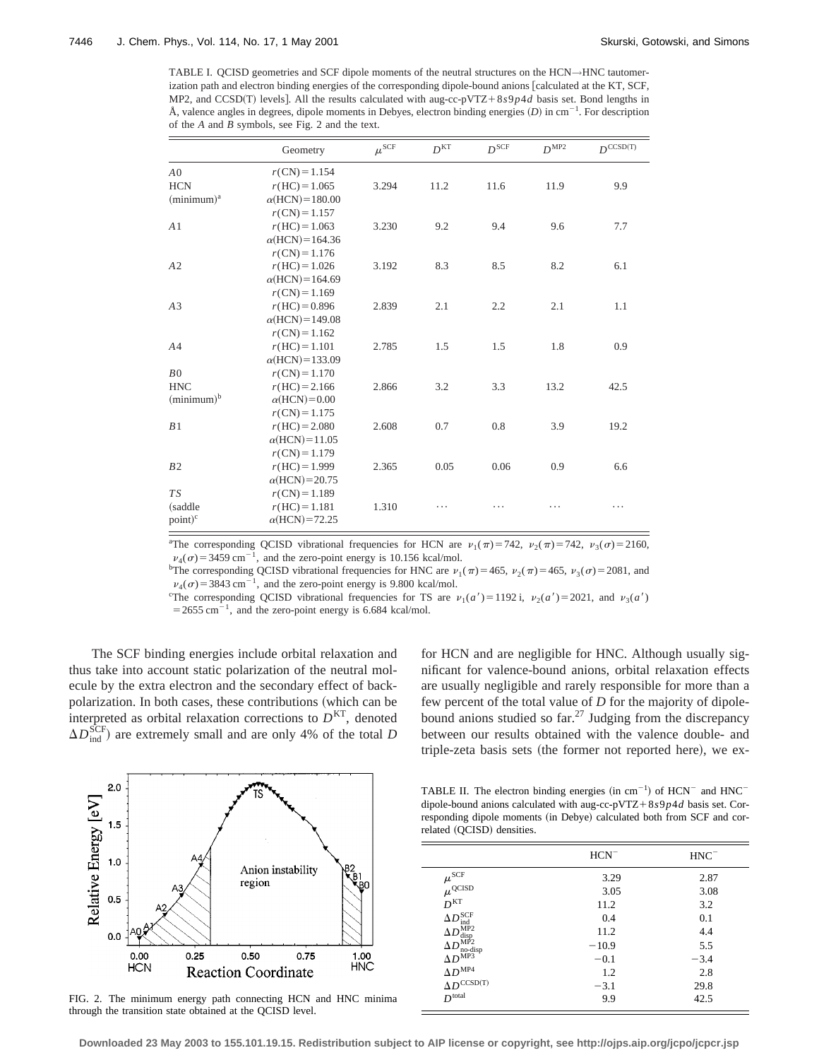TABLE I. QCISD geometries and SCF dipole moments of the neutral structures on the HCN→HNC tautomerization path and electron binding energies of the corresponding dipole-bound anions [calculated at the KT, SCF, MP2, and CCSD(T) levels]. All the results calculated with aug-cc-pVTZ+8$s$9$p$4$d$ basis set. Bond lengths in Å, valence angles in degrees, dipole moments in Debyes, electron binding energies ($D$) in $cm^{-1}$. For description of the $A$ and $B$ symbols, see Fig. 2 and the text.

| | Geometry | $\mu^{SCF}$ | $D^{KT}$ | $D^{SCF}$ | $D^{MP2}$ | $D^{CCSD(T)}$ |
|---|---|---|---|---|---|---|
| $A0$ HCN (minimum)[a] | $r$(CN)=1.154 $r$(HC)=1.065 $\alpha$(HCN)=180.00 | 3.294 | 11.2 | 11.6 | 11.9 | 9.9 |
| $A1$ | $r$(CN)=1.157 $r$(HC)=1.063 $\alpha$(HCN)=164.36 | 3.230 | 9.2 | 9.4 | 9.6 | 7.7 |
| $A2$ | $r$(CN)=1.176 $r$(HC)=1.026 $\alpha$(HCN)=164.69 | 3.192 | 8.3 | 8.5 | 8.2 | 6.1 |
| $A3$ | $r$(CN)=1.169 $r$(HC)=0.896 $\alpha$(HCN)=149.08 | 2.839 | 2.1 | 2.2 | 2.1 | 1.1 |
| $A4$ | $r$(CN)=1.162 $r$(HC)=1.101 $\alpha$(HCN)=133.09 | 2.785 | 1.5 | 1.5 | 1.8 | 0.9 |
| $B0$ HNC (minimum)[b] | $r$(CN)=1.170 $r$(HC)=2.166 $\alpha$(HCN)=0.00 | 2.866 | 3.2 | 3.3 | 13.2 | 42.5 |
| $B1$ | $r$(CN)=1.175 $r$(HC)=2.080 $\alpha$(HCN)=11.05 | 2.608 | 0.7 | 0.8 | 3.9 | 19.2 |
| $B2$ | $r$(CN)=1.179 $r$(HC)=1.999 $\alpha$(HCN)=20.75 | 2.365 | 0.05 | 0.06 | 0.9 | 6.6 |
| $TS$ (saddle point)[c] | $r$(CN)=1.189 $r$(HC)=1.181 $\alpha$(HCN)=72.25 | 1.310 | ⋯ | ⋯ | ⋯ | ⋯ |

[a]The corresponding QCISD vibrational frequencies for HCN are $\nu_1(\pi)=742$, $\nu_2(\pi)=742$, $\nu_3(\sigma)=2160$, $\nu_4(\sigma)=3459$ $cm^{-1}$, and the zero-point energy is 10.156 kcal/mol.

[b]The corresponding QCISD vibrational frequencies for HNC are $\nu_1(\pi)=465$, $\nu_2(\pi)=465$, $\nu_3(\sigma)=2081$, and $\nu_4(\sigma)=3843$ $cm^{-1}$, and the zero-point energy is 9.800 kcal/mol.

[c]The corresponding QCISD vibrational frequencies for TS are $\nu_1(a')=1192\,i$, $\nu_2(a')=2021$, and $\nu_3(a')=2655$ $cm^{-1}$, and the zero-point energy is 6.684 kcal/mol.

The SCF binding energies include orbital relaxation and thus take into account static polarization of the neutral molecule by the extra electron and the secondary effect of back-polarization. In both cases, these contributions (which can be interpreted as orbital relaxation corrections to $D^{KT}$, denoted $\Delta D_{ind}^{SCF}$) are extremely small and are only 4% of the total $D$ for HCN and are negligible for HNC. Although usually significant for valence-bound anions, orbital relaxation effects are usually negligible and rarely responsible for more than a few percent of the total value of $D$ for the majority of dipole-bound anions studied so far.[27] Judging from the discrepancy between our results obtained with the valence double- and triple-zeta basis sets (the former not reported here), we ex-

FIG. 2. The minimum energy path connecting HCN and HNC minima through the transition state obtained at the QCISD level.

TABLE II. The electron binding energies (in $cm^{-1}$) of $HCN^-$ and $HNC^-$ dipole-bound anions calculated with aug-cc-pVTZ+8$s$9$p$4$d$ basis set. Corresponding dipole moments (in Debye) calculated both from SCF and correlated (QCISD) densities.

| | $HCN^-$ | $HNC^-$ |
|---|---|---|
| $\mu^{SCF}$ | 3.29 | 2.87 |
| $\mu^{QCISD}$ | 3.05 | 3.08 |
| $D^{KT}$ | 11.2 | 3.2 |
| $\Delta D_{ind}^{SCF}$ | 0.4 | 0.1 |
| $\Delta D_{disp}^{MP2}$ | 11.2 | 4.4 |
| $\Delta D_{no\text{-}disp}^{MP2}$ | −10.9 | 5.5 |
| $\Delta D^{MP3}$ | −0.1 | −3.4 |
| $\Delta D^{MP4}$ | 1.2 | 2.8 |
| $\Delta D^{CCSD(T)}$ | −3.1 | 29.8 |
| $D^{total}$ | 9.9 | 42.5 |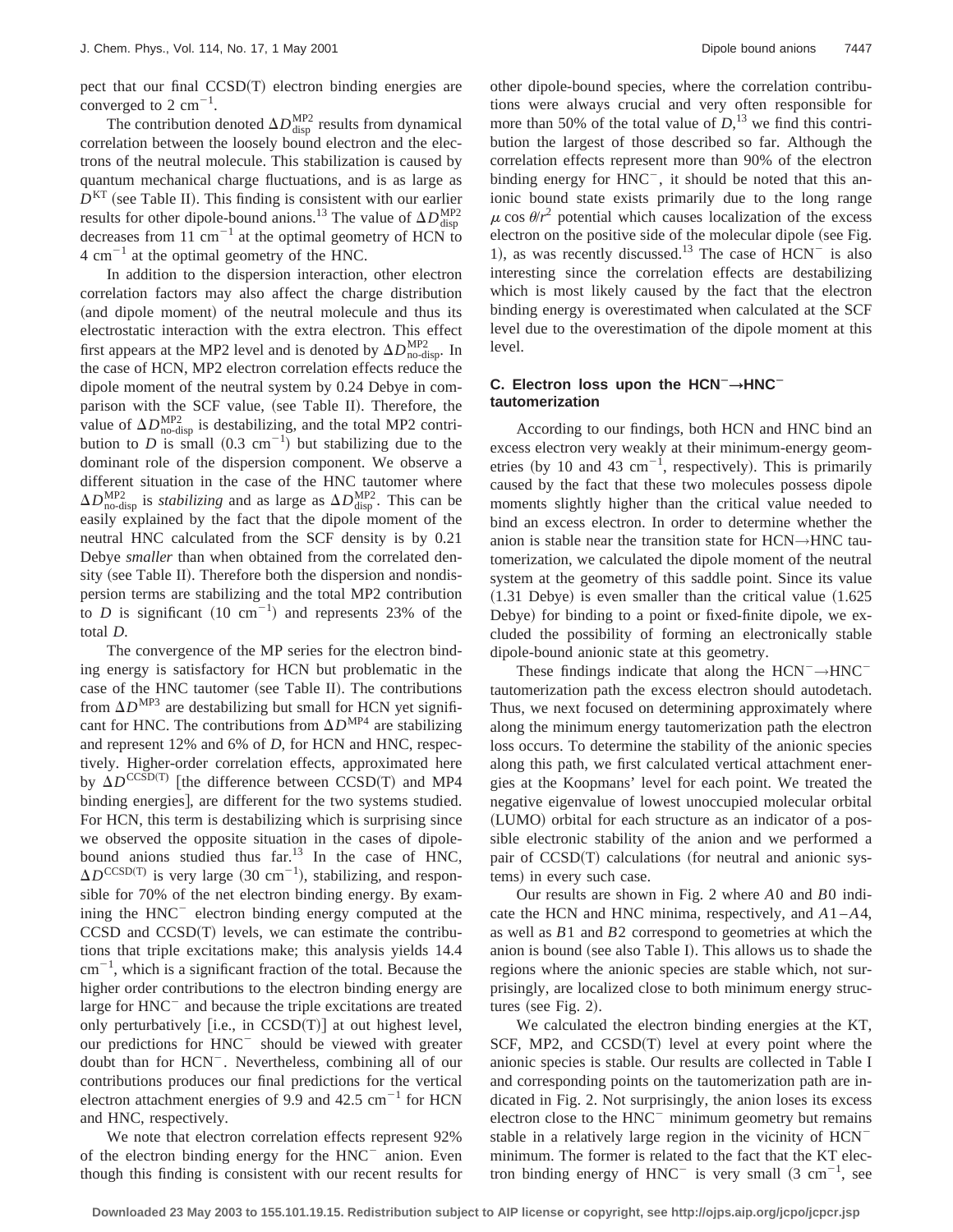pect that our final CCSD(T) electron binding energies are converged to 2 $\mathrm{cm}^{-1}$.

The contribution denoted $\Delta D_{\mathrm{disp}}^{\mathrm{MP2}}$ results from dynamical correlation between the loosely bound electron and the electrons of the neutral molecule. This stabilization is caused by quantum mechanical charge fluctuations, and is as large as $D^{\mathrm{KT}}$ (see Table II). This finding is consistent with our earlier results for other dipole-bound anions.[13] The value of $\Delta D_{\mathrm{disp}}^{\mathrm{MP2}}$ decreases from 11 $\mathrm{cm}^{-1}$ at the optimal geometry of HCN to 4 $\mathrm{cm}^{-1}$ at the optimal geometry of the HNC.

In addition to the dispersion interaction, other electron correlation factors may also affect the charge distribution (and dipole moment) of the neutral molecule and thus its electrostatic interaction with the extra electron. This effect first appears at the MP2 level and is denoted by $\Delta D_{\mathrm{no\text{-}disp}}^{\mathrm{MP2}}$. In the case of HCN, MP2 electron correlation effects reduce the dipole moment of the neutral system by 0.24 Debye in comparison with the SCF value, (see Table II). Therefore, the value of $\Delta D_{\mathrm{no\text{-}disp}}^{\mathrm{MP2}}$ is destabilizing, and the total MP2 contribution to $D$ is small (0.3 $\mathrm{cm}^{-1}$) but stabilizing due to the dominant role of the dispersion component. We observe a different situation in the case of the HNC tautomer where $\Delta D_{\mathrm{no\text{-}disp}}^{\mathrm{MP2}}$ is *stabilizing* and as large as $\Delta D_{\mathrm{disp}}^{\mathrm{MP2}}$. This can be easily explained by the fact that the dipole moment of the neutral HNC calculated from the SCF density is by 0.21 Debye *smaller* than when obtained from the correlated density (see Table II). Therefore both the dispersion and nondispersion terms are stabilizing and the total MP2 contribution to $D$ is significant (10 $\mathrm{cm}^{-1}$) and represents 23% of the total $D$.

The convergence of the MP series for the electron binding energy is satisfactory for HCN but problematic in the case of the HNC tautomer (see Table II). The contributions from $\Delta D^{\mathrm{MP3}}$ are destabilizing but small for HCN yet significant for HNC. The contributions from $\Delta D^{\mathrm{MP4}}$ are stabilizing and represent 12% and 6% of $D$, for HCN and HNC, respectively. Higher-order correlation effects, approximated here by $\Delta D^{\mathrm{CCSD(T)}}$ [the difference between CCSD(T) and MP4 binding energies], are different for the two systems studied. For HCN, this term is destabilizing which is surprising since we observed the opposite situation in the cases of dipole-bound anions studied thus far.[13] In the case of HNC, $\Delta D^{\mathrm{CCSD(T)}}$ is very large (30 $\mathrm{cm}^{-1}$), stabilizing, and responsible for 70% of the net electron binding energy. By examining the $\mathrm{HNC}^-$ electron binding energy computed at the CCSD and CCSD(T) levels, we can estimate the contributions that triple excitations make; this analysis yields 14.4 $\mathrm{cm}^{-1}$, which is a significant fraction of the total. Because the higher order contributions to the electron binding energy are large for $\mathrm{HNC}^-$ and because the triple excitations are treated only perturbatively [i.e., in CCSD(T)] at out highest level, our predictions for $\mathrm{HNC}^-$ should be viewed with greater doubt than for $\mathrm{HCN}^-$. Nevertheless, combining all of our contributions produces our final predictions for the vertical electron attachment energies of 9.9 and 42.5 $\mathrm{cm}^{-1}$ for HCN and HNC, respectively.

We note that electron correlation effects represent 92% of the electron binding energy for the $\mathrm{HNC}^-$ anion. Even though this finding is consistent with our recent results for other dipole-bound species, where the correlation contributions were always crucial and very often responsible for more than 50% of the total value of $D$,[13] we find this contribution the largest of those described so far. Although the correlation effects represent more than 90% of the electron binding energy for $\mathrm{HNC}^-$, it should be noted that this anionic bound state exists primarily due to the long range $\mu\cos\theta/r^2$ potential which causes localization of the excess electron on the positive side of the molecular dipole (see Fig. 1), as was recently discussed.[13] The case of $\mathrm{HCN}^-$ is also interesting since the correlation effects are destabilizing which is most likely caused by the fact that the electron binding energy is overestimated when calculated at the SCF level due to the overestimation of the dipole moment at this level.

### C. Electron loss upon the $\mathrm{HCN}^- \rightarrow \mathrm{HNC}^-$ tautomerization

According to our findings, both HCN and HNC bind an excess electron very weakly at their minimum-energy geometries (by 10 and 43 $\mathrm{cm}^{-1}$, respectively). This is primarily caused by the fact that these two molecules possess dipole moments slightly higher than the critical value needed to bind an excess electron. In order to determine whether the anion is stable near the transition state for HCN→HNC tautomerization, we calculated the dipole moment of the neutral system at the geometry of this saddle point. Since its value (1.31 Debye) is even smaller than the critical value (1.625 Debye) for binding to a point or fixed-finite dipole, we excluded the possibility of forming an electronically stable dipole-bound anionic state at this geometry.

These findings indicate that along the $\mathrm{HCN}^- \rightarrow \mathrm{HNC}^-$ tautomerization path the excess electron should autodetach. Thus, we next focused on determining approximately where along the minimum energy tautomerization path the electron loss occurs. To determine the stability of the anionic species along this path, we first calculated vertical attachment energies at the Koopmans' level for each point. We treated the negative eigenvalue of lowest unoccupied molecular orbital (LUMO) orbital for each structure as an indicator of a possible electronic stability of the anion and we performed a pair of CCSD(T) calculations (for neutral and anionic systems) in every such case.

Our results are shown in Fig. 2 where $A0$ and $B0$ indicate the HCN and HNC minima, respectively, and $A1$–$A4$, as well as $B1$ and $B2$ correspond to geometries at which the anion is bound (see also Table I). This allows us to shade the regions where the anionic species are stable which, not surprisingly, are localized close to both minimum energy structures (see Fig. 2).

We calculated the electron binding energies at the KT, SCF, MP2, and CCSD(T) level at every point where the anionic species is stable. Our results are collected in Table I and corresponding points on the tautomerization path are indicated in Fig. 2. Not surprisingly, the anion loses its excess electron close to the $\mathrm{HNC}^-$ minimum geometry but remains stable in a relatively large region in the vicinity of $\mathrm{HCN}^-$ minimum. The former is related to the fact that the KT electron binding energy of $\mathrm{HNC}^-$ is very small (3 $\mathrm{cm}^{-1}$, see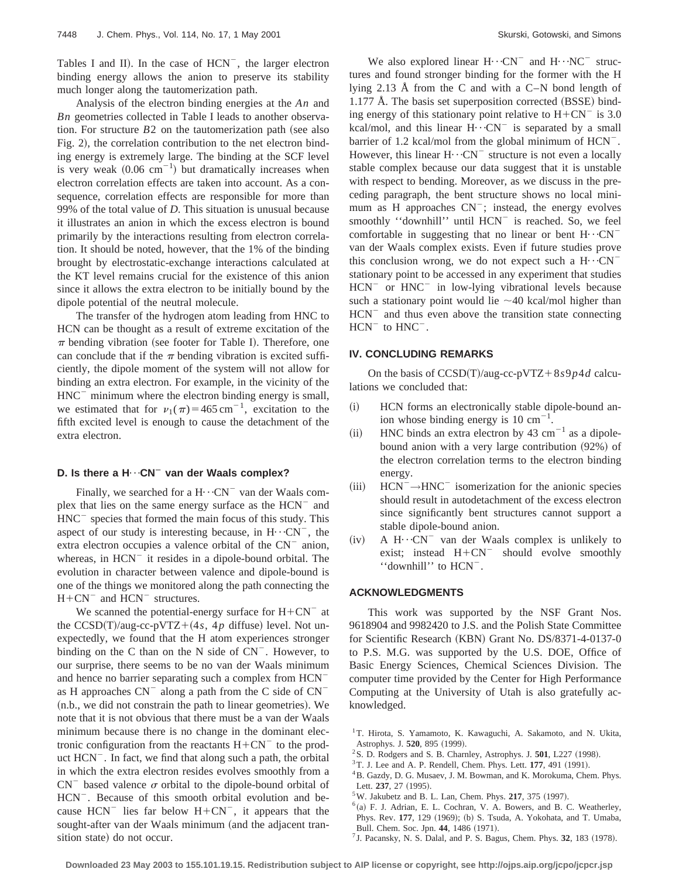Tables I and II). In the case of $HCN^-$, the larger electron binding energy allows the anion to preserve its stability much longer along the tautomerization path.

Analysis of the electron binding energies at the *An* and *Bn* geometries collected in Table I leads to another observation. For structure *B*2 on the tautomerization path (see also Fig. 2), the correlation contribution to the net electron binding energy is extremely large. The binding at the SCF level is very weak ($0.06\ \text{cm}^{-1}$) but dramatically increases when electron correlation effects are taken into account. As a consequence, correlation effects are responsible for more than 99% of the total value of *D*. This situation is unusual because it illustrates an anion in which the excess electron is bound primarily by the interactions resulting from electron correlation. It should be noted, however, that the 1% of the binding brought by electrostatic-exchange interactions calculated at the KT level remains crucial for the existence of this anion since it allows the extra electron to be initially bound by the dipole potential of the neutral molecule.

The transfer of the hydrogen atom leading from HNC to HCN can be thought as a result of extreme excitation of the $\pi$ bending vibration (see footer for Table I). Therefore, one can conclude that if the $\pi$ bending vibration is excited sufficiently, the dipole moment of the system will not allow for binding an extra electron. For example, in the vicinity of the $HNC^-$ minimum where the electron binding energy is small, we estimated that for $\nu_1(\pi) = 465\ \text{cm}^{-1}$, excitation to the fifth excited level is enough to cause the detachment of the extra electron.

### D. Is there a $H\cdots CN^-$ van der Waals complex?

Finally, we searched for a $H\cdots CN^-$ van der Waals complex that lies on the same energy surface as the $HCN^-$ and $HNC^-$ species that formed the main focus of this study. This aspect of our study is interesting because, in $H\cdots CN^-$, the extra electron occupies a valence orbital of the $CN^-$ anion, whereas, in $HCN^-$ it resides in a dipole-bound orbital. The evolution in character between valence and dipole-bound is one of the things we monitored along the path connecting the $H+CN^-$ and $HCN^-$ structures.

We scanned the potential-energy surface for $H+CN^-$ at the CCSD(T)/aug-cc-pVTZ+(4*s*, 4*p* diffuse) level. Not unexpectedly, we found that the H atom experiences stronger binding on the C than on the N side of $CN^-$. However, to our surprise, there seems to be no van der Waals minimum and hence no barrier separating such a complex from $HCN^-$ as H approaches $CN^-$ along a path from the C side of $CN^-$ (n.b., we did not constrain the path to linear geometries). We note that it is not obvious that there must be a van der Waals minimum because there is no change in the dominant electronic configuration from the reactants $H+CN^-$ to the product $HCN^-$. In fact, we find that along such a path, the orbital in which the extra electron resides evolves smoothly from a $CN^-$ based valence $\sigma$ orbital to the dipole-bound orbital of $HCN^-$. Because of this smooth orbital evolution and because $HCN^-$ lies far below $H+CN^-$, it appears that the sought-after van der Waals minimum (and the adjacent transition state) do not occur.

We also explored linear $H\cdots CN^-$ and $H\cdots NC^-$ structures and found stronger binding for the former with the H lying 2.13 Å from the C and with a C–N bond length of 1.177 Å. The basis set superposition corrected (BSSE) binding energy of this stationary point relative to $H+CN^-$ is 3.0 kcal/mol, and this linear $H\cdots CN^-$ is separated by a small barrier of 1.2 kcal/mol from the global minimum of $HCN^-$. However, this linear $H\cdots CN^-$ structure is not even a locally stable complex because our data suggest that it is unstable with respect to bending. Moreover, as we discuss in the preceding paragraph, the bent structure shows no local minimum as H approaches $CN^-$; instead, the energy evolves smoothly ''downhill'' until $HCN^-$ is reached. So, we feel comfortable in suggesting that no linear or bent $H\cdots CN^-$ van der Waals complex exists. Even if future studies prove this conclusion wrong, we do not expect such a $H\cdots CN^-$ stationary point to be accessed in any experiment that studies $HCN^-$ or $HNC^-$ in low-lying vibrational levels because such a stationary point would lie ~40 kcal/mol higher than $HCN^-$ and thus even above the transition state connecting $HCN^-$ to $HNC^-$.

## IV. CONCLUDING REMARKS

On the basis of CCSD(T)/aug-cc-pVTZ+8*s*9*p*4*d* calculations we concluded that:

(i) HCN forms an electronically stable dipole-bound anion whose binding energy is $10\ \text{cm}^{-1}$.

(ii) HNC binds an extra electron by $43\ \text{cm}^{-1}$ as a dipole-bound anion with a very large contribution (92%) of the electron correlation terms to the electron binding energy.

(iii) $HCN^- \rightarrow HNC^-$ isomerization for the anionic species should result in autodetachment of the excess electron since significantly bent structures cannot support a stable dipole-bound anion.

(iv) A $H\cdots CN^-$ van der Waals complex is unlikely to exist; instead $H+CN^-$ should evolve smoothly ''downhill'' to $HCN^-$.

## ACKNOWLEDGMENTS

This work was supported by the NSF Grant Nos. 9618904 and 9982420 to J.S. and the Polish State Committee for Scientific Research (KBN) Grant No. DS/8371-4-0137-0 to P.S. M.G. was supported by the U.S. DOE, Office of Basic Energy Sciences, Chemical Sciences Division. The computer time provided by the Center for High Performance Computing at the University of Utah is also gratefully acknowledged.

[1] T. Hirota, S. Yamamoto, K. Kawaguchi, A. Sakamoto, and N. Ukita, Astrophys. J. **520**, 895 (1999).

[2] S. D. Rodgers and S. B. Charnley, Astrophys. J. **501**, L227 (1998).

[3] T. J. Lee and A. P. Rendell, Chem. Phys. Lett. **177**, 491 (1991).

[4] B. Gazdy, D. G. Musaev, J. M. Bowman, and K. Morokuma, Chem. Phys. Lett. **237**, 27 (1995).

[5] W. Jakubetz and B. L. Lan, Chem. Phys. **217**, 375 (1997).

[6] (a) F. J. Adrian, E. L. Cochran, V. A. Bowers, and B. C. Weatherley, Phys. Rev. **177**, 129 (1969); (b) S. Tsuda, A. Yokohata, and T. Umaba, Bull. Chem. Soc. Jpn. **44**, 1486 (1971).

[7] J. Pacansky, N. S. Dalal, and P. S. Bagus, Chem. Phys. **32**, 183 (1978).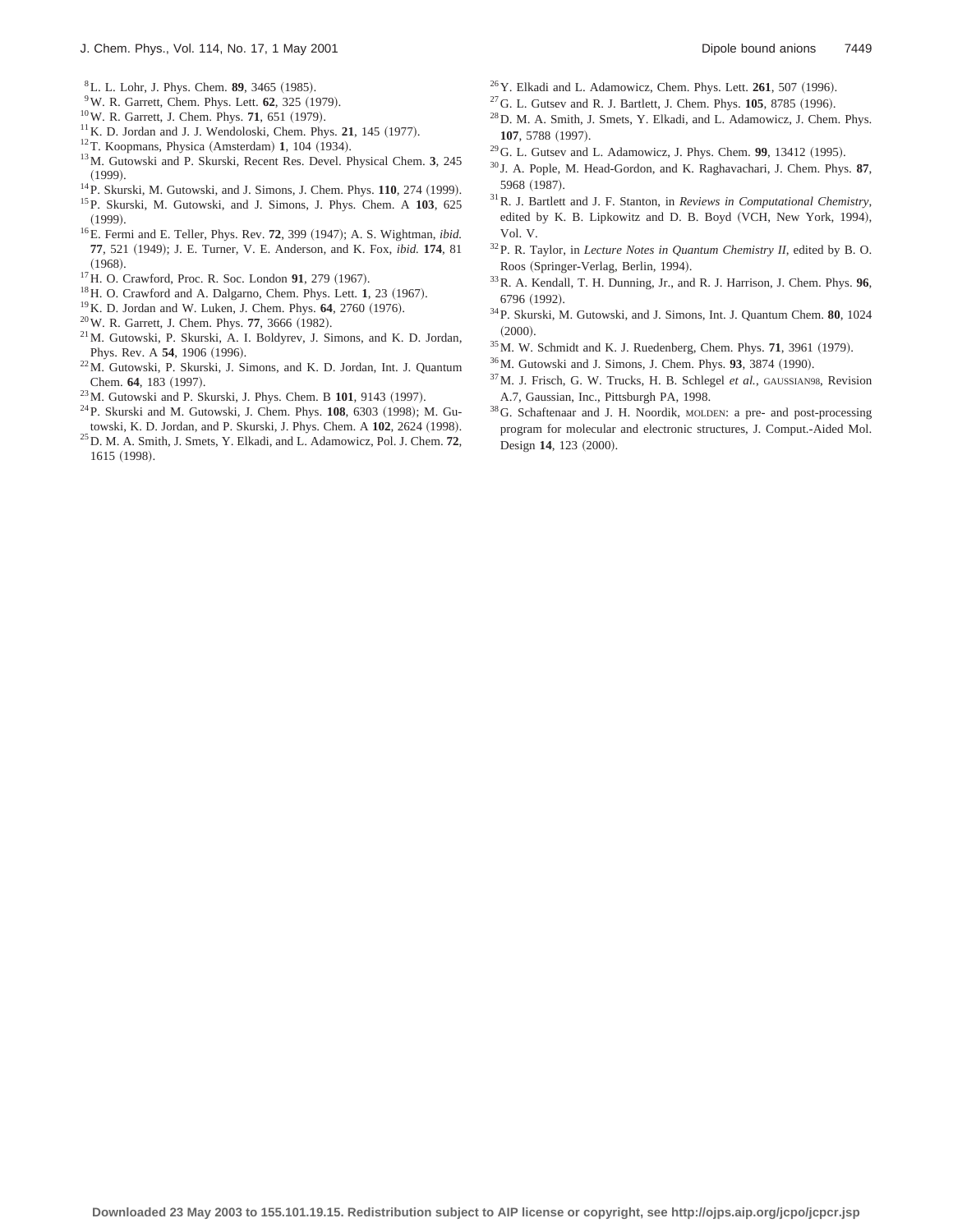[8] L. L. Lohr, J. Phys. Chem. **89**, 3465 (1985).

[9] W. R. Garrett, Chem. Phys. Lett. **62**, 325 (1979).

[10] W. R. Garrett, J. Chem. Phys. **71**, 651 (1979).

[11] K. D. Jordan and J. J. Wendoloski, Chem. Phys. **21**, 145 (1977).

[12] T. Koopmans, Physica (Amsterdam) **1**, 104 (1934).

[13] M. Gutowski and P. Skurski, Recent Res. Devel. Physical Chem. **3**, 245 (1999).

[14] P. Skurski, M. Gutowski, and J. Simons, J. Chem. Phys. **110**, 274 (1999).

[15] P. Skurski, M. Gutowski, and J. Simons, J. Phys. Chem. A **103**, 625 (1999).

[16] E. Fermi and E. Teller, Phys. Rev. **72**, 399 (1947); A. S. Wightman, *ibid.* **77**, 521 (1949); J. E. Turner, V. E. Anderson, and K. Fox, *ibid.* **174**, 81 (1968).

[17] H. O. Crawford, Proc. R. Soc. London **91**, 279 (1967).

[18] H. O. Crawford and A. Dalgarno, Chem. Phys. Lett. **1**, 23 (1967).

[19] K. D. Jordan and W. Luken, J. Chem. Phys. **64**, 2760 (1976).

[20] W. R. Garrett, J. Chem. Phys. **77**, 3666 (1982).

[21] M. Gutowski, P. Skurski, A. I. Boldyrev, J. Simons, and K. D. Jordan, Phys. Rev. A **54**, 1906 (1996).

[22] M. Gutowski, P. Skurski, J. Simons, and K. D. Jordan, Int. J. Quantum Chem. **64**, 183 (1997).

[23] M. Gutowski and P. Skurski, J. Phys. Chem. B **101**, 9143 (1997).

[24] P. Skurski and M. Gutowski, J. Chem. Phys. **108**, 6303 (1998); M. Gutowski, K. D. Jordan, and P. Skurski, J. Phys. Chem. A **102**, 2624 (1998).

[25] D. M. A. Smith, J. Smets, Y. Elkadi, and L. Adamowicz, Pol. J. Chem. **72**, 1615 (1998).

[26] Y. Elkadi and L. Adamowicz, Chem. Phys. Lett. **261**, 507 (1996).

[27] G. L. Gutsev and R. J. Bartlett, J. Chem. Phys. **105**, 8785 (1996).

[28] D. M. A. Smith, J. Smets, Y. Elkadi, and L. Adamowicz, J. Chem. Phys. **107**, 5788 (1997).

[29] G. L. Gutsev and L. Adamowicz, J. Phys. Chem. **99**, 13412 (1995).

[30] J. A. Pople, M. Head-Gordon, and K. Raghavachari, J. Chem. Phys. **87**, 5968 (1987).

[31] R. J. Bartlett and J. F. Stanton, in *Reviews in Computational Chemistry*, edited by K. B. Lipkowitz and D. B. Boyd (VCH, New York, 1994), Vol. V.

[32] P. R. Taylor, in *Lecture Notes in Quantum Chemistry II*, edited by B. O. Roos (Springer-Verlag, Berlin, 1994).

[33] R. A. Kendall, T. H. Dunning, Jr., and R. J. Harrison, J. Chem. Phys. **96**, 6796 (1992).

[34] P. Skurski, M. Gutowski, and J. Simons, Int. J. Quantum Chem. **80**, 1024 (2000).

[35] M. W. Schmidt and K. J. Ruedenberg, Chem. Phys. **71**, 3961 (1979).

[36] M. Gutowski and J. Simons, J. Chem. Phys. **93**, 3874 (1990).

[37] M. J. Frisch, G. W. Trucks, H. B. Schlegel *et al.*, GAUSSIAN98, Revision A.7, Gaussian, Inc., Pittsburgh PA, 1998.

[38] G. Schaftenaar and J. H. Noordik, MOLDEN: a pre- and post-processing program for molecular and electronic structures, J. Comput.-Aided Mol. Design **14**, 123 (2000).